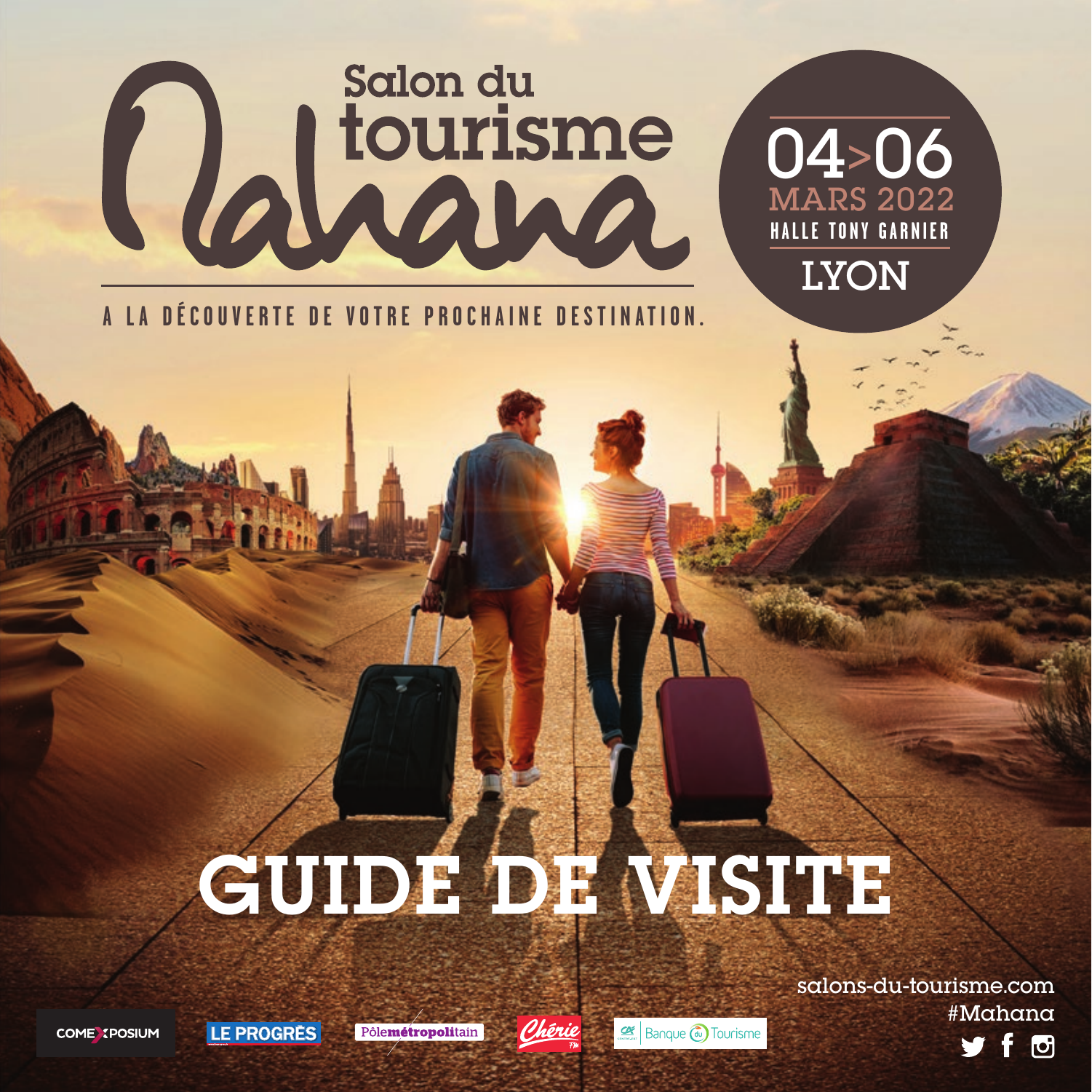# Salon du tourisme Mahana

**04>06 MARS 2022**
**HALLE TONY GARNIER**
**LYON**

A LA DÉCOUVERTE DE VOTRE PROCHAINE DESTINATION.

# GUIDE DE VISITE

salons-du-tourisme.com
#Mahana

COMEXPOSIUM | LE PROGRÈS | Pôlemétropolitain | Chérie FM | Banque du Tourisme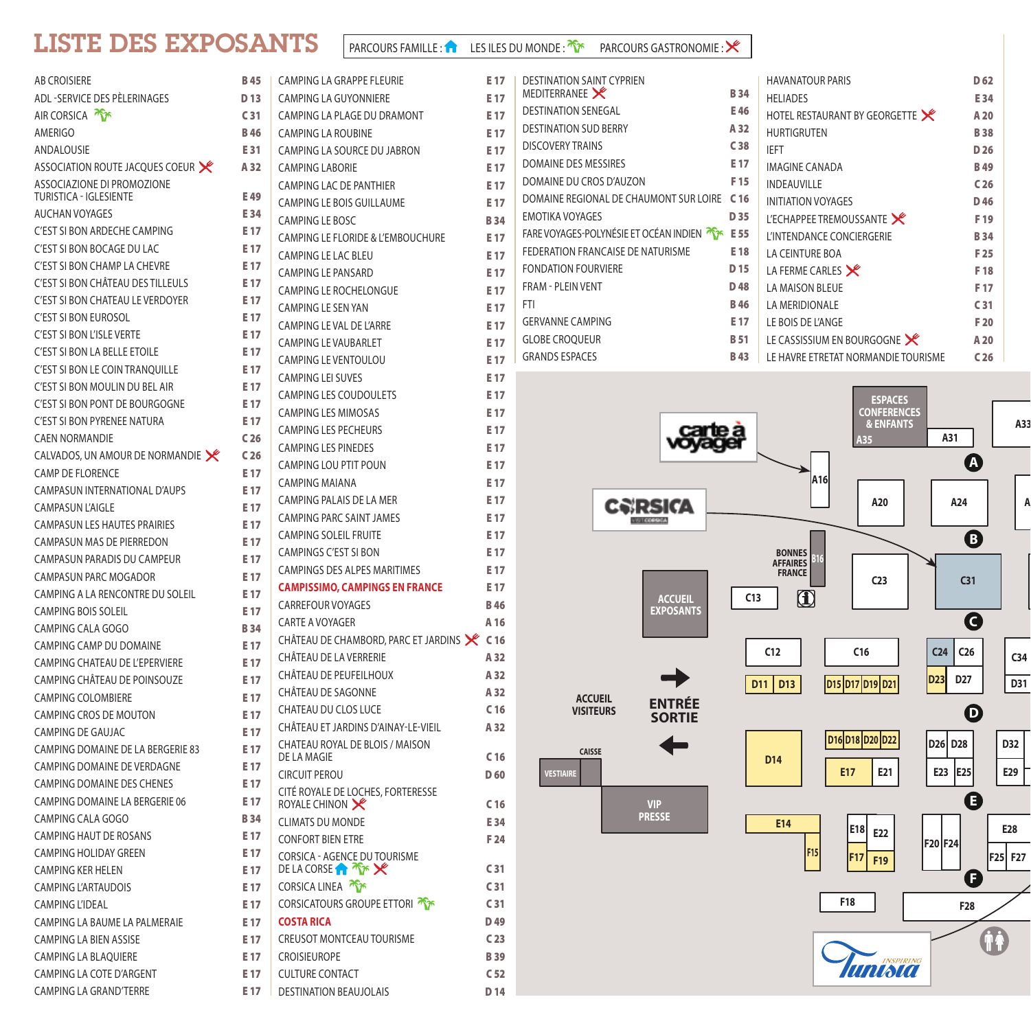# LISTE DES EXPOSANTS

PARCOURS FAMILLE : 🏠 LES ILES DU MONDE : 🌴 PARCOURS GASTRONOMIE : ✗

| Exposant | Stand |
|---|---|
| AB CROISIERE | B 45 |
| ADL -SERVICE DES PÈLERINAGES | D 13 |
| AIR CORSICA 🌴 | C 31 |
| AMERIGO | B 46 |
| ANDALOUSIE | E 31 |
| ASSOCIATION ROUTE JACQUES COEUR ✗ | A 32 |
| ASSOCIAZIONE DI PROMOZIONE TURISTICA - IGLESIENTE | E 49 |
| AUCHAN VOYAGES | E 34 |
| C'EST SI BON ARDECHE CAMPING | E 17 |
| C'EST SI BON BOCAGE DU LAC | E 17 |
| C'EST SI BON CHAMP LA CHEVRE | E 17 |
| C'EST SI BON CHÂTEAU DES TILLEULS | E 17 |
| C'EST SI BON CHATEAU LE VERDOYER | E 17 |
| C'EST SI BON EUROSOL | E 17 |
| C'EST SI BON L'ISLE VERTE | E 17 |
| C'EST SI BON LA BELLE ETOILE | E 17 |
| C'EST SI BON LE COIN TRANQUILLE | E 17 |
| C'EST SI BON MOULIN DU BEL AIR | E 17 |
| C'EST SI BON PONT DE BOURGOGNE | E 17 |
| C'EST SI BON PYRENEE NATURA | E 17 |
| CAEN NORMANDIE | C 26 |
| CALVADOS, UN AMOUR DE NORMANDIE ✗ | C 26 |
| CAMP DE FLORENCE | E 17 |
| CAMPASUN INTERNATIONAL D'AUPS | E 17 |
| CAMPASUN L'AIGLE | E 17 |
| CAMPASUN LES HAUTES PRAIRIES | E 17 |
| CAMPASUN MAS DE PIERREDON | E 17 |
| CAMPASUN PARADIS DU CAMPEUR | E 17 |
| CAMPASUN PARC MOGADOR | E 17 |
| CAMPING A LA RENCONTRE DU SOLEIL | E 17 |
| CAMPING BOIS SOLEIL | E 17 |
| CAMPING CALA GOGO | B 34 |
| CAMPING CAMP DU DOMAINE | E 17 |
| CAMPING CHATEAU DE L'EPERVIERE | E 17 |
| CAMPING CHÂTEAU DE POINSOUZE | E 17 |
| CAMPING COLOMBIERE | E 17 |
| CAMPING CROS DE MOUTON | E 17 |
| CAMPING DE GAUJAC | E 17 |
| CAMPING DOMAINE DE LA BERGERIE 83 | E 17 |
| CAMPING DOMAINE DE VERDAGNE | E 17 |
| CAMPING DOMAINE DES CHENES | E 17 |
| CAMPING DOMAINE LA BERGERIE 06 | E 17 |
| CAMPING CALA GOGO | B 34 |
| CAMPING HAUT DE ROSANS | E 17 |
| CAMPING HOLIDAY GREEN | E 17 |
| CAMPING KER HELEN | E 17 |
| CAMPING L'ARTAUDOIS | E 17 |
| CAMPING L'IDEAL | E 17 |
| CAMPING LA BAUME LA PALMERAIE | E 17 |
| CAMPING LA BIEN ASSISE | E 17 |
| CAMPING LA BLAQUIERE | E 17 |
| CAMPING LA COTE D'ARGENT | E 17 |
| CAMPING LA GRAND'TERRE | E 17 |
| CAMPING LA GRAPPE FLEURIE | E 17 |
| CAMPING LA GUYONNIERE | E 17 |
| CAMPING LA PLAGE DU DRAMONT | E 17 |
| CAMPING LA ROUBINE | E 17 |
| CAMPING LA SOURCE DU JABRON | E 17 |
| CAMPING LABORIE | E 17 |
| CAMPING LAC DE PANTHIER | E 17 |
| CAMPING LE BOIS GUILLAUME | E 17 |
| CAMPING LE BOSC | B 34 |
| CAMPING LE FLORIDE & L'EMBOUCHURE | E 17 |
| CAMPING LE LAC BLEU | E 17 |
| CAMPING LE PANSARD | E 17 |
| CAMPING LE ROCHELONGUE | E 17 |
| CAMPING LE SEN YAN | E 17 |
| CAMPING LE VAL DE L'ARRE | E 17 |
| CAMPING LE VAUBARLET | E 17 |
| CAMPING LE VENTOULOU | E 17 |
| CAMPING LEI SUVES | E 17 |
| CAMPING LES COUDOULETS | E 17 |
| CAMPING LES MIMOSAS | E 17 |
| CAMPING LES PECHEURS | E 17 |
| CAMPING LES PINEDES | E 17 |
| CAMPING LOU PTIT POUN | E 17 |
| CAMPING MAIANA | E 17 |
| CAMPING PALAIS DE LA MER | E 17 |
| CAMPING PARC SAINT JAMES | E 17 |
| CAMPING SOLEIL FRUITE | E 17 |
| CAMPINGS C'EST SI BON | E 17 |
| CAMPINGS DES ALPES MARITIMES | E 17 |
| **CAMPISSIMO, CAMPINGS EN FRANCE** | E 17 |
| CARREFOUR VOYAGES | B 46 |
| CARTE A VOYAGER | A 16 |
| CHÂTEAU DE CHAMBORD, PARC ET JARDINS ✗ | C 16 |
| CHÂTEAU DE LA VERRERIE | A 32 |
| CHÂTEAU DE PEUFEILHOUX | A 32 |
| CHÂTEAU DE SAGONNE | A 32 |
| CHATEAU DU CLOS LUCE | C 16 |
| CHÂTEAU ET JARDINS D'AINAY-LE-VIEIL | A 32 |
| CHATEAU ROYAL DE BLOIS / MAISON DE LA MAGIE | C 16 |
| CIRCUIT PEROU | D 60 |
| CITÉ ROYALE DE LOCHES, FORTERESSE ROYALE CHINON ✗ | C 16 |
| CLIMATS DU MONDE | E 34 |
| CONFORT BIEN ETRE | F 24 |
| CORSICA - AGENCE DU TOURISME DE LA CORSE 🏠 🌴 ✗ | C 31 |
| CORSICA LINEA 🌴 | C 31 |
| CORSICATOURS GROUPE ETTORI 🌴 | C 31 |
| **COSTA RICA** | D 49 |
| CREUSOT MONTCEAU TOURISME | C 23 |
| CROISIEUROPE | B 39 |
| CULTURE CONTACT | C 52 |
| DESTINATION BEAUJOLAIS | D 14 |
| DESTINATION SAINT CYPRIEN MEDITERRANEE ✗ | B 34 |
| DESTINATION SENEGAL | E 46 |
| DESTINATION SUD BERRY | A 32 |
| DISCOVERY TRAINS | C 38 |
| DOMAINE DES MESSIRES | E 17 |
| DOMAINE DU CROS D'AUZON | F 15 |
| DOMAINE REGIONAL DE CHAUMONT SUR LOIRE | C 16 |
| EMOTIKA VOYAGES | D 35 |
| FARE VOYAGES-POLYNÉSIE ET OCÉAN INDIEN 🌴 | E 55 |
| FEDERATION FRANCAISE DE NATURISME | E 18 |
| FONDATION FOURVIERE | D 15 |
| FRAM - PLEIN VENT | D 48 |
| FTI | B 46 |
| GERVANNE CAMPING | E 17 |
| GLOBE CROQUEUR | B 51 |
| GRANDS ESPACES | B 43 |
| HAVANATOUR PARIS | D 62 |
| HELIADES | E 34 |
| HOTEL RESTAURANT BY GEORGETTE ✗ | A 20 |
| HURTIGRUTEN | B 38 |
| IEFT | D 26 |
| IMAGINE CANADA | B 49 |
| INDEAUVILLE | C 26 |
| INITIATION VOYAGES | D 46 |
| L'ECHAPPEE TREMOUSSANTE ✗ | F 19 |
| L'INTENDANCE CONCIERGERIE | B 34 |
| LA CEINTURE BOA | F 25 |
| LA FERME CARLES ✗ | F 18 |
| LA MAISON BLEUE | F 17 |
| LA MERIDIONALE | C 31 |
| LE BOIS DE L'ANGE | F 20 |
| LE CASSISSIUM EN BOURGOGNE ✗ | A 20 |
| LE HAVRE ETRETAT NORMANDIE TOURISME | C 26 |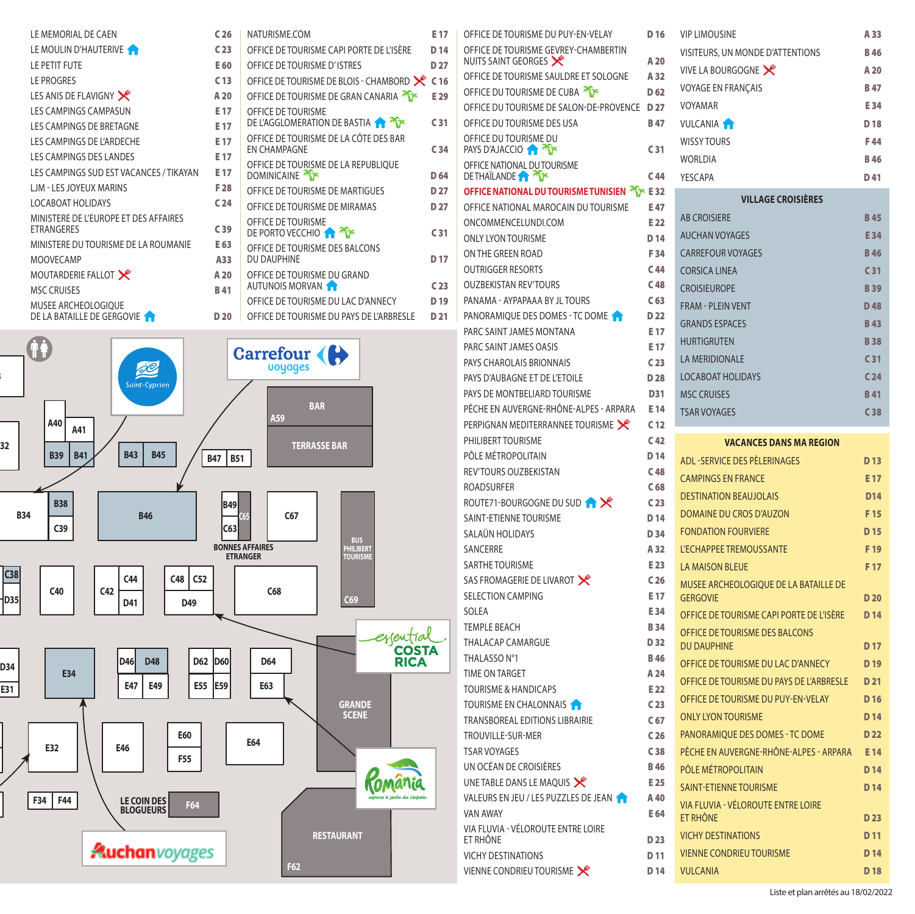| | |
|---|---|
| LE MEMORIAL DE CAEN | C 26 |
| LE MOULIN D'HAUTERIVE | C 23 |
| LE PETIT FUTE | E 60 |
| LE PROGRES | C 13 |
| LES ANIS DE FLAVIGNY | A 20 |
| LES CAMPINGS CAMPASUN | E 17 |
| LES CAMPINGS DE BRETAGNE | E 17 |
| LES CAMPINGS DE L'ARDECHE | E 17 |
| LES CAMPINGS DES LANDES | E 17 |
| LES CAMPINGS SUD EST VACANCES / TIKAYAN | E 17 |
| LJM - LES JOYEUX MARINS | F 28 |
| LOCABOAT HOLIDAYS | C 24 |
| MINISTERE DE L'EUROPE ET DES AFFAIRES ETRANGERES | C 39 |
| MINISTERE DU TOURISME DE LA ROUMANIE | E 63 |
| MOOVECAMP | A33 |
| MOUTARDERIE FALLOT | A 20 |
| MSC CRUISES | B 41 |
| MUSEE ARCHEOLOGIQUE DE LA BATAILLE DE GERGOVIE | D 20 |
| NATURISME.COM | E 17 |
| OFFICE DE TOURISME CAPI PORTE DE L'ISÈRE | D 14 |
| OFFICE DE TOURISME D'ISTRES | D 27 |
| OFFICE DE TOURISME DE BLOIS - CHAMBORD | C 16 |
| OFFICE DE TOURISME DE GRAN CANARIA | E 29 |
| OFFICE DE TOURISME DE L'AGGLOMERATION DE BASTIA | C 31 |
| OFFICE DE TOURISME DE LA CÔTE DES BAR EN CHAMPAGNE | C 34 |
| OFFICE DE TOURISME DE LA REPUBLIQUE DOMINICAINE | D 64 |
| OFFICE DE TOURISME DE MARTIGUES | D 27 |
| OFFICE DE TOURISME DE MIRAMAS | D 27 |
| OFFICE DE TOURISME DE PORTO VECCHIO | C 31 |
| OFFICE DE TOURISME DES BALCONS DU DAUPHINE | D 17 |
| OFFICE DE TOURISME DU GRAND AUTUNOIS MORVAN | C 23 |
| OFFICE DE TOURISME DU LAC D'ANNECY | D 19 |
| OFFICE DE TOURISME DU PAYS DE L'ARBRESLE | D 21 |
| OFFICE DE TOURISME DU PUY-EN-VELAY | D 16 |
| OFFICE DE TOURISME GEVREY-CHAMBERTIN NUITS SAINT GEORGES | A 20 |
| OFFICE DE TOURISME SAULDRE ET SOLOGNE | A 32 |
| OFFICE DU TOURISME DE CUBA | D 62 |
| OFFICE DU TOURISME DE SALON-DE-PROVENCE | D 27 |
| OFFICE DU TOURISME DES USA | B 47 |
| OFFICE DU TOURISME DU PAYS D'AJACCIO | C 31 |
| OFFICE NATIONAL DU TOURISME DE THAÏLANDE | C 44 |
| OFFICE NATIONAL DU TOURISME TUNISIEN | E 32 |
| OFFICE NATIONAL MAROCAIN DU TOURISME | E 47 |
| ONCOMMENCELUNDI.COM | E 22 |
| ONLY LYON TOURISME | D 14 |
| ON THE GREEN ROAD | F 34 |
| OUTRIGGER RESORTS | C 44 |
| OUZBEKISTAN REV'TOURS | C 48 |
| PANAMA - AYPAPAAA BY JL TOURS | C 63 |
| PANORAMIQUE DES DOMES - TC DOME | D 22 |
| PARC SAINT JAMES MONTANA | E 17 |
| PARC SAINT JAMES OASIS | E 17 |
| PAYS CHAROLAIS BRIONNAIS | C 23 |
| PAYS D'AUBAGNE ET DE L'ETOILE | D 28 |
| PAYS DE MONTBELIARD TOURISME | D31 |
| PÊCHE EN AUVERGNE-RHÔNE-ALPES - ARPARA | E 14 |
| PERPIGNAN MEDITERRANEE TOURISME | C 12 |
| PHILIBERT TOURISME | C 42 |
| PÔLE MÉTROPOLITAIN | D 14 |
| REV'TOURS OUZBEKISTAN | C 48 |
| ROADSURFER | C 68 |
| ROUTE71-BOURGOGNE DU SUD | C 23 |
| SAINT-ETIENNE TOURISME | D 14 |
| SALAÜN HOLIDAYS | D 34 |
| SANCERRE | A 32 |
| SARTHE TOURISME | E 23 |
| SAS FROMAGERIE DE LIVAROT | C 26 |
| SELECTION CAMPING | E 17 |
| SOLEA | E 34 |
| TEMPLE BEACH | B 34 |
| THALACAP CAMARGUE | D 32 |
| THALASSO N°1 | B 46 |
| TIME ON TARGET | A 24 |
| TOURISME & HANDICAPS | E 22 |
| TOURISME EN CHALONNAIS | C 23 |
| TRANSBOREAL EDITIONS LIBRAIRIE | C 67 |
| TROUVILLE-SUR-MER | C 26 |
| TSAR VOYAGES | C 38 |
| UN OCÉAN DE CROISIÈRES | B 46 |
| UNE TABLE DANS LE MAQUIS | E 25 |
| VALEURS EN JEU / LES PUZZLES DE JEAN | A 40 |
| VAN AWAY | E 64 |
| VIA FLUVIA - VÉLOROUTE ENTRE LOIRE ET RHÔNE | D 23 |
| VICHY DESTINATIONS | D 11 |
| VIENNE CONDRIEU TOURISME | D 14 |
| VIP LIMOUSINE | A 33 |
| VISITEURS, UN MONDE D'ATTENTIONS | B 46 |
| VIVE LA BOURGOGNE | A 20 |
| VOYAGE EN FRANÇAIS | B 47 |
| VOYAMAR | E 34 |
| VULCANIA | D 18 |
| WISSY TOURS | F 44 |
| WORLDIA | B 46 |
| YESCAPA | D 41 |

## VILLAGE CROISIÈRES

| | |
|---|---|
| AB CROISIERE | B 45 |
| AUCHAN VOYAGES | E 34 |
| CARREFOUR VOYAGES | B 46 |
| CORSICA LINEA | C 31 |
| CROISIEUROPE | B 39 |
| FRAM - PLEIN VENT | D 48 |
| GRANDS ESPACES | B 43 |
| HURTIGRUTEN | B 38 |
| LA MERIDIONALE | C 31 |
| LOCABOAT HOLIDAYS | C 24 |
| MSC CRUISES | B 41 |
| TSAR VOYAGES | C 38 |

## VACANCES DANS MA REGION

| | |
|---|---|
| ADL -SERVICE DES PÈLERINAGES | D 13 |
| CAMPINGS EN FRANCE | E 17 |
| DESTINATION BEAUJOLAIS | D14 |
| DOMAINE DU CROS D'AUZON | F 15 |
| FONDATION FOURVIERE | D 15 |
| L'ECHAPPEE TREMOUSSANTE | F 19 |
| LA MAISON BLEUE | F 17 |
| MUSEE ARCHEOLOGIQUE DE LA BATAILLE DE GERGOVIE | D 20 |
| OFFICE DE TOURISME CAPI PORTE DE L'ISÈRE | D 14 |
| OFFICE DE TOURISME DES BALCONS DU DAUPHINE | D 17 |
| OFFICE DE TOURISME DU LAC D'ANNECY | D 19 |
| OFFICE DE TOURISME DU PAYS DE L'ARBRESLE | D 21 |
| OFFICE DE TOURISME DU PUY-EN-VELAY | D 16 |
| ONLY LYON TOURISME | D 14 |
| PANORAMIQUE DES DOMES - TC DOME | D 22 |
| PÊCHE EN AUVERGNE-RHÔNE-ALPES - ARPARA | E 14 |
| PÔLE MÉTROPOLITAIN | D 14 |
| SAINT-ETIENNE TOURISME | D 14 |
| VIA FLUVIA - VÉLOROUTE ENTRE LOIRE ET RHÔNE | D 23 |
| VICHY DESTINATIONS | D 11 |
| VIENNE CONDRIEU TOURISME | D 14 |
| VULCANIA | D 18 |

Liste et plan arrêtés au 18/02/2022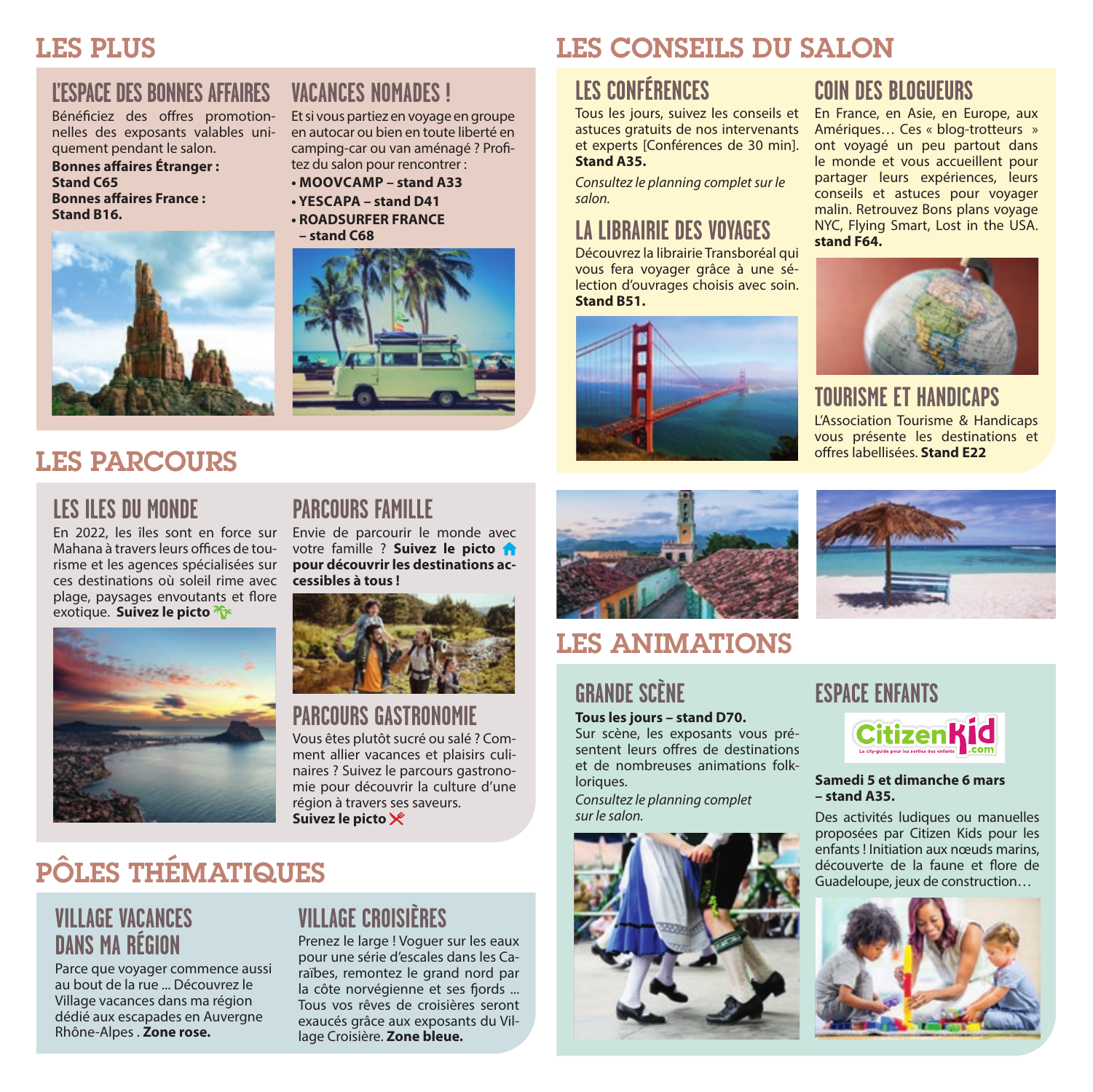# LES PLUS

## L'ESPACE DES BONNES AFFAIRES

Bénéficiez des offres promotionnelles des exposants valables uniquement pendant le salon.

**Bonnes affaires Étranger : Stand C65**
**Bonnes affaires France : Stand B16.**

## VACANCES NOMADES !

Et si vous partiez en voyage en groupe en autocar ou bien en toute liberté en camping-car ou van aménagé ? Profitez du salon pour rencontrer :

- **MOOVCAMP – stand A33**
- **YESCAPA – stand D41**
- **ROADSURFER FRANCE – stand C68**

# LES PARCOURS

## LES ILES DU MONDE

En 2022, les îles sont en force sur Mahana à travers leurs offices de tourisme et les agences spécialisées sur ces destinations où soleil rime avec plage, paysages envoutants et flore exotique. **Suivez le picto**

## PARCOURS FAMILLE

Envie de parcourir le monde avec votre famille ? **Suivez le picto pour découvrir les destinations accessibles à tous !**

## PARCOURS GASTRONOMIE

Vous êtes plutôt sucré ou salé ? Comment allier vacances et plaisirs culinaires ? Suivez le parcours gastronomie pour découvrir la culture d'une région à travers ses saveurs.
**Suivez le picto**

# PÔLES THÉMATIQUES

## VILLAGE VACANCES DANS MA RÉGION

Parce que voyager commence aussi au bout de la rue ... Découvrez le Village vacances dans ma région dédié aux escapades en Auvergne Rhône-Alpes . **Zone rose.**

## VILLAGE CROISIÈRES

Prenez le large ! Voguer sur les eaux pour une série d'escales dans les Caraïbes, remontez le grand nord par la côte norvégienne et ses fjords ... Tous vos rêves de croisières seront exaucés grâce aux exposants du Village Croisière. **Zone bleue.**

# LES CONSEILS DU SALON

## LES CONFÉRENCES

Tous les jours, suivez les conseils et astuces gratuits de nos intervenants et experts [Conférences de 30 min]. **Stand A35.**

*Consultez le planning complet sur le salon.*

## LA LIBRAIRIE DES VOYAGES

Découvrez la librairie Transboréal qui vous fera voyager grâce à une sélection d'ouvrages choisis avec soin. **Stand B51.**

## COIN DES BLOGUEURS

En France, en Asie, en Europe, aux Amériques… Ces « blog-trotteurs » ont voyagé un peu partout dans le monde et vous accueillent pour partager leurs expériences, leurs conseils et astuces pour voyager malin. Retrouvez Bons plans voyage NYC, Flying Smart, Lost in the USA. **stand F64.**

## TOURISME ET HANDICAPS

L'Association Tourisme & Handicaps vous présente les destinations et offres labellisées. **Stand E22**

# LES ANIMATIONS

## GRANDE SCÈNE

**Tous les jours – stand D70.**

Sur scène, les exposants vous présentent leurs offres de destinations et de nombreuses animations folkloriques.

*Consultez le planning complet sur le salon.*

## ESPACE ENFANTS

CitizenKid.com
Le city-guide pour les sorties des enfants

**Samedi 5 et dimanche 6 mars – stand A35.**

Des activités ludiques ou manuelles proposées par Citizen Kids pour les enfants ! Initiation aux nœuds marins, découverte de la faune et flore de Guadeloupe, jeux de construction…